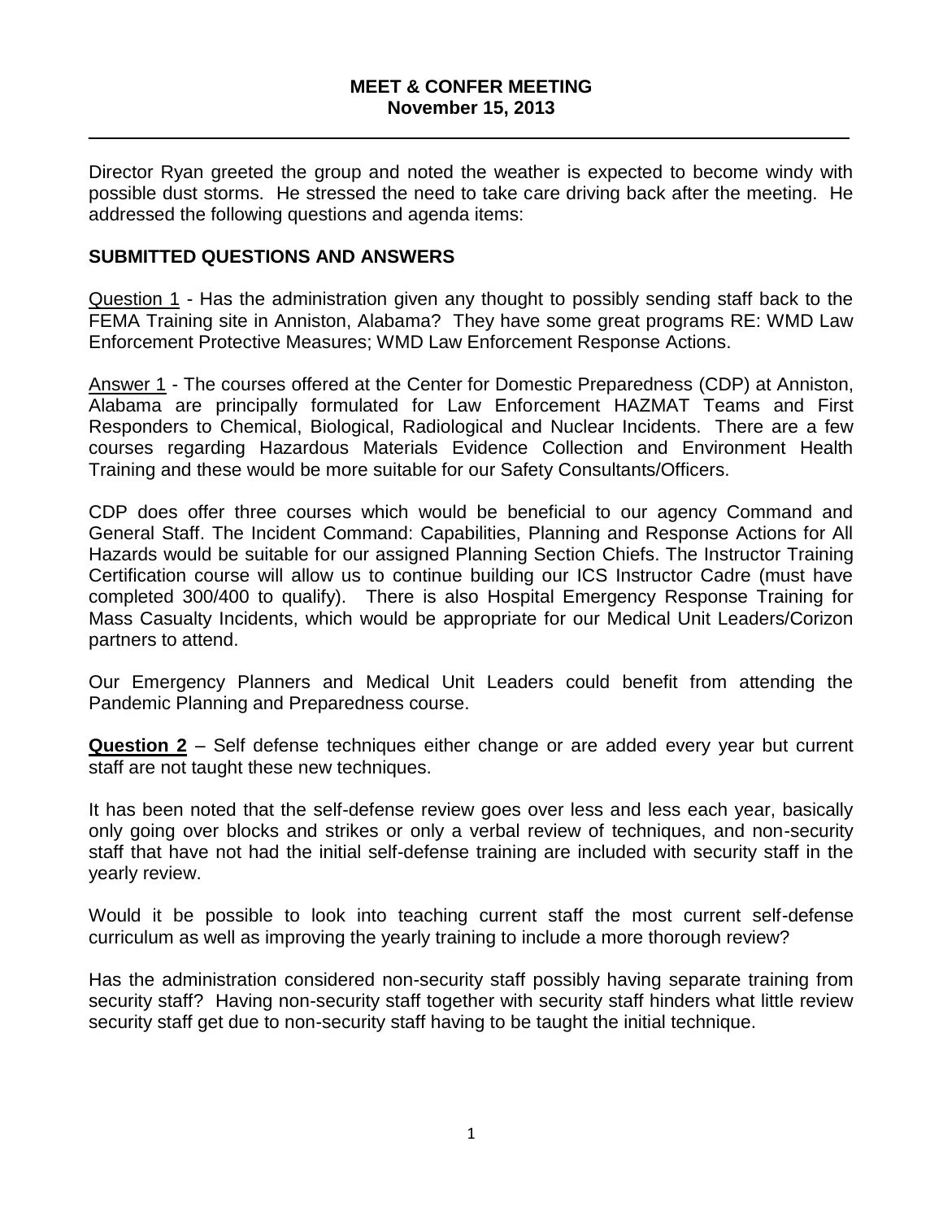# MEET & CONFER MEETING
## November 15, 2013

---

Director Ryan greeted the group and noted the weather is expected to become windy with possible dust storms. He stressed the need to take care driving back after the meeting. He addressed the following questions and agenda items:

## SUBMITTED QUESTIONS AND ANSWERS

Question 1 - Has the administration given any thought to possibly sending staff back to the FEMA Training site in Anniston, Alabama? They have some great programs RE: WMD Law Enforcement Protective Measures; WMD Law Enforcement Response Actions.

Answer 1 - The courses offered at the Center for Domestic Preparedness (CDP) at Anniston, Alabama are principally formulated for Law Enforcement HAZMAT Teams and First Responders to Chemical, Biological, Radiological and Nuclear Incidents. There are a few courses regarding Hazardous Materials Evidence Collection and Environment Health Training and these would be more suitable for our Safety Consultants/Officers.

CDP does offer three courses which would be beneficial to our agency Command and General Staff. The Incident Command: Capabilities, Planning and Response Actions for All Hazards would be suitable for our assigned Planning Section Chiefs. The Instructor Training Certification course will allow us to continue building our ICS Instructor Cadre (must have completed 300/400 to qualify). There is also Hospital Emergency Response Training for Mass Casualty Incidents, which would be appropriate for our Medical Unit Leaders/Corizon partners to attend.

Our Emergency Planners and Medical Unit Leaders could benefit from attending the Pandemic Planning and Preparedness course.

**Question 2** – Self defense techniques either change or are added every year but current staff are not taught these new techniques.

It has been noted that the self-defense review goes over less and less each year, basically only going over blocks and strikes or only a verbal review of techniques, and non-security staff that have not had the initial self-defense training are included with security staff in the yearly review.

Would it be possible to look into teaching current staff the most current self-defense curriculum as well as improving the yearly training to include a more thorough review?

Has the administration considered non-security staff possibly having separate training from security staff? Having non-security staff together with security staff hinders what little review security staff get due to non-security staff having to be taught the initial technique.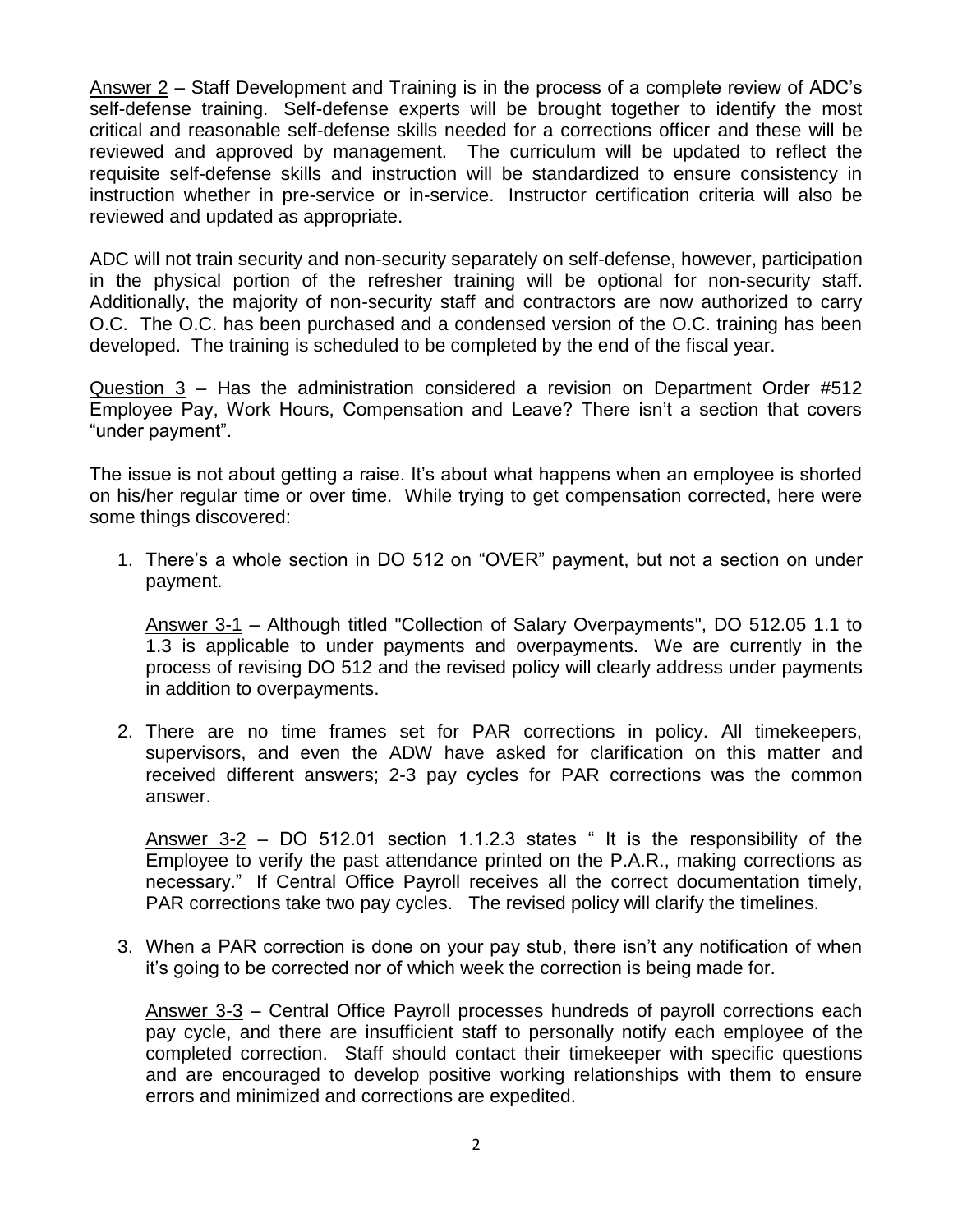Answer 2 – Staff Development and Training is in the process of a complete review of ADC's self-defense training. Self-defense experts will be brought together to identify the most critical and reasonable self-defense skills needed for a corrections officer and these will be reviewed and approved by management. The curriculum will be updated to reflect the requisite self-defense skills and instruction will be standardized to ensure consistency in instruction whether in pre-service or in-service. Instructor certification criteria will also be reviewed and updated as appropriate.

ADC will not train security and non-security separately on self-defense, however, participation in the physical portion of the refresher training will be optional for non-security staff. Additionally, the majority of non-security staff and contractors are now authorized to carry O.C. The O.C. has been purchased and a condensed version of the O.C. training has been developed. The training is scheduled to be completed by the end of the fiscal year.

Question 3 – Has the administration considered a revision on Department Order #512 Employee Pay, Work Hours, Compensation and Leave? There isn't a section that covers "under payment".

The issue is not about getting a raise. It's about what happens when an employee is shorted on his/her regular time or over time. While trying to get compensation corrected, here were some things discovered:

1. There's a whole section in DO 512 on "OVER" payment, but not a section on under payment.

   Answer 3-1 – Although titled "Collection of Salary Overpayments", DO 512.05 1.1 to 1.3 is applicable to under payments and overpayments. We are currently in the process of revising DO 512 and the revised policy will clearly address under payments in addition to overpayments.

2. There are no time frames set for PAR corrections in policy. All timekeepers, supervisors, and even the ADW have asked for clarification on this matter and received different answers; 2-3 pay cycles for PAR corrections was the common answer.

   Answer 3-2 – DO 512.01 section 1.1.2.3 states " It is the responsibility of the Employee to verify the past attendance printed on the P.A.R., making corrections as necessary." If Central Office Payroll receives all the correct documentation timely, PAR corrections take two pay cycles. The revised policy will clarify the timelines.

3. When a PAR correction is done on your pay stub, there isn't any notification of when it's going to be corrected nor of which week the correction being made for.

   Answer 3-3 – Central Office Payroll processes hundreds of payroll corrections each pay cycle, and there are insufficient staff to personally notify each employee of the completed correction. Staff should contact their timekeeper with specific questions and are encouraged to develop positive working relationships with them to ensure errors and minimized and corrections are expedited.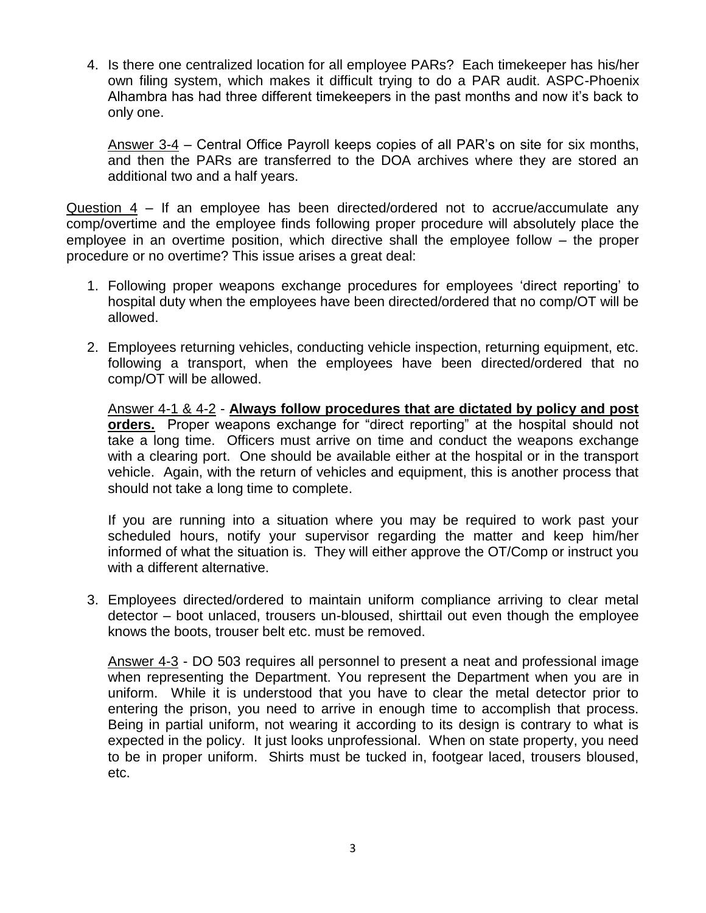4. Is there one centralized location for all employee PARs? Each timekeeper has his/her own filing system, which makes it difficult trying to do a PAR audit. ASPC-Phoenix Alhambra has had three different timekeepers in the past months and now it's back to only one.

   <u>Answer 3-4</u> – Central Office Payroll keeps copies of all PAR's on site for six months, and then the PARs are transferred to the DOA archives where they are stored an additional two and a half years.

<u>Question 4</u> – If an employee has been directed/ordered not to accrue/accumulate any comp/overtime and the employee finds following proper procedure will absolutely place the employee in an overtime position, which directive shall the employee follow – the proper procedure or no overtime? This issue arises a great deal:

1. Following proper weapons exchange procedures for employees 'direct reporting' to hospital duty when the employees have been directed/ordered that no comp/OT will be allowed.

2. Employees returning vehicles, conducting vehicle inspection, returning equipment, etc. following a transport, when the employees have been directed/ordered that no comp/OT will be allowed.

   <u>Answer 4-1 & 4-2</u> - **<u>Always follow procedures that are dictated by policy and post orders.</u>** Proper weapons exchange for "direct reporting" at the hospital should not take a long time. Officers must arrive on time and conduct the weapons exchange with a clearing port. One should be available either at the hospital or in the transport vehicle. Again, with the return of vehicles and equipment, this is another process that should not take a long time to complete.

   If you are running into a situation where you may be required to work past your scheduled hours, notify your supervisor regarding the matter and keep him/her informed of what the situation is. They will either approve the OT/Comp or instruct you with a different alternative.

3. Employees directed/ordered to maintain uniform compliance arriving to clear metal detector – boot unlaced, trousers un-bloused, shirttail out even though the employee knows the boots, trouser belt etc. must be removed.

   <u>Answer 4-3</u> - DO 503 requires all personnel to present a neat and professional image when representing the Department. You represent the Department when you are in uniform. While it is understood that you have to clear the metal detector prior to entering the prison, you need to arrive in enough time to accomplish that process. Being in partial uniform, not wearing it according to its design is contrary to what is expected in the policy. It just looks unprofessional. When on state property, you need to be in proper uniform. Shirts must be tucked in, footgear laced, trousers bloused, etc.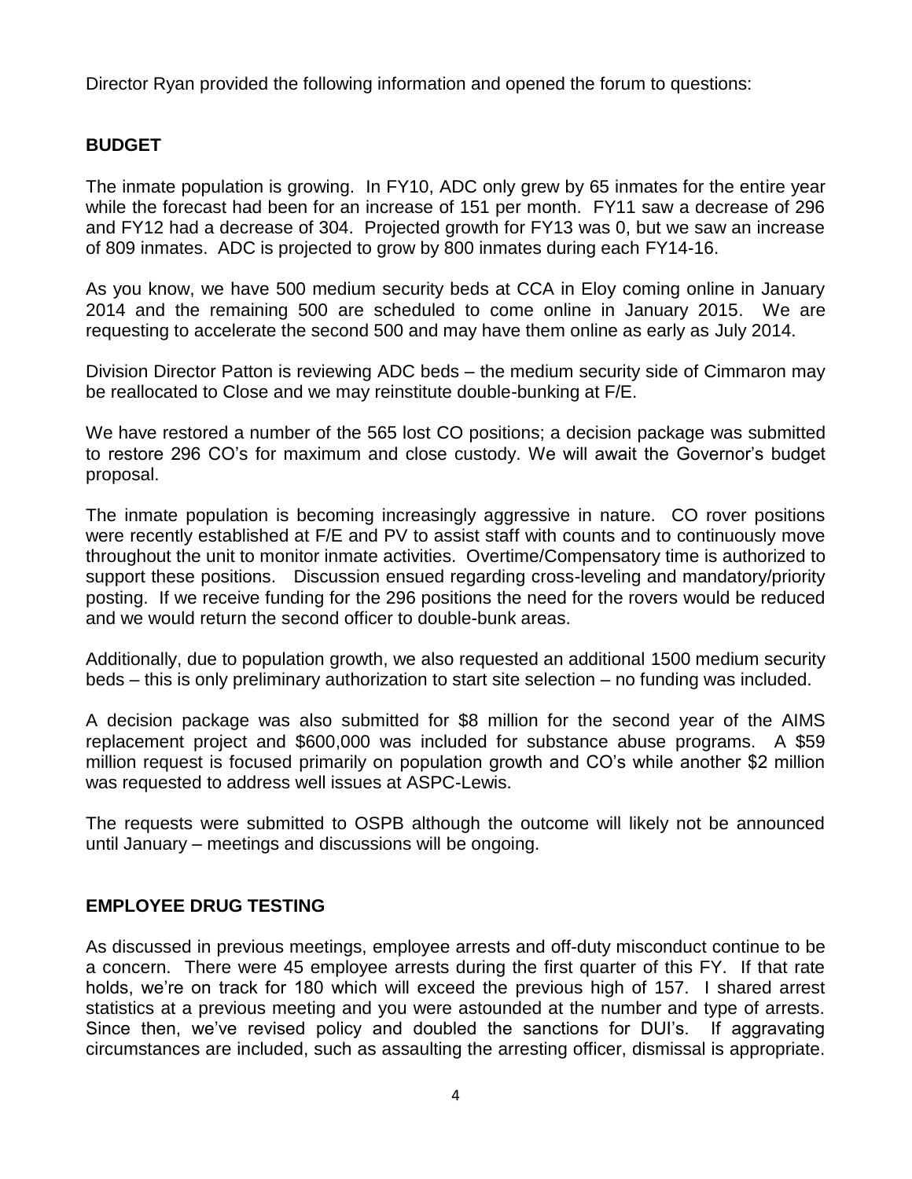Director Ryan provided the following information and opened the forum to questions:

## BUDGET

The inmate population is growing. In FY10, ADC only grew by 65 inmates for the entire year while the forecast had been for an increase of 151 per month. FY11 saw a decrease of 296 and FY12 had a decrease of 304. Projected growth for FY13 was 0, but we saw an increase of 809 inmates. ADC is projected to grow by 800 inmates during each FY14-16.

As you know, we have 500 medium security beds at CCA in Eloy coming online in January 2014 and the remaining 500 are scheduled to come online in January 2015. We are requesting to accelerate the second 500 and may have them online as early as July 2014.

Division Director Patton is reviewing ADC beds – the medium security side of Cimmaron may be reallocated to Close and we may reinstitute double-bunking at F/E.

We have restored a number of the 565 lost CO positions; a decision package was submitted to restore 296 CO's for maximum and close custody. We will await the Governor's budget proposal.

The inmate population is becoming increasingly aggressive in nature. CO rover positions were recently established at F/E and PV to assist staff with counts and to continuously move throughout the unit to monitor inmate activities. Overtime/Compensatory time is authorized to support these positions. Discussion ensued regarding cross-leveling and mandatory/priority posting. If we receive funding for the 296 positions the need for the rovers would be reduced and we would return the second officer to double-bunk areas.

Additionally, due to population growth, we also requested an additional 1500 medium security beds – this is only preliminary authorization to start site selection – no funding was included.

A decision package was also submitted for $8 million for the second year of the AIMS replacement project and $600,000 was included for substance abuse programs. A $59 million request is focused primarily on population growth and CO's while another $2 million was requested to address well issues at ASPC-Lewis.

The requests were submitted to OSPB although the outcome will likely not be announced until January – meetings and discussions will be ongoing.

## EMPLOYEE DRUG TESTING

As discussed in previous meetings, employee arrests and off-duty misconduct continue to be a concern. There were 45 employee arrests during the first quarter of this FY. If that rate holds, we're on track for 180 which will exceed the previous high of 157. I shared arrest statistics at a previous meeting and you were astounded at the number and type of arrests. Since then, we've revised policy and doubled the sanctions for DUI's. If aggravating circumstances are included, such as assaulting the arresting officer, dismissal is appropriate.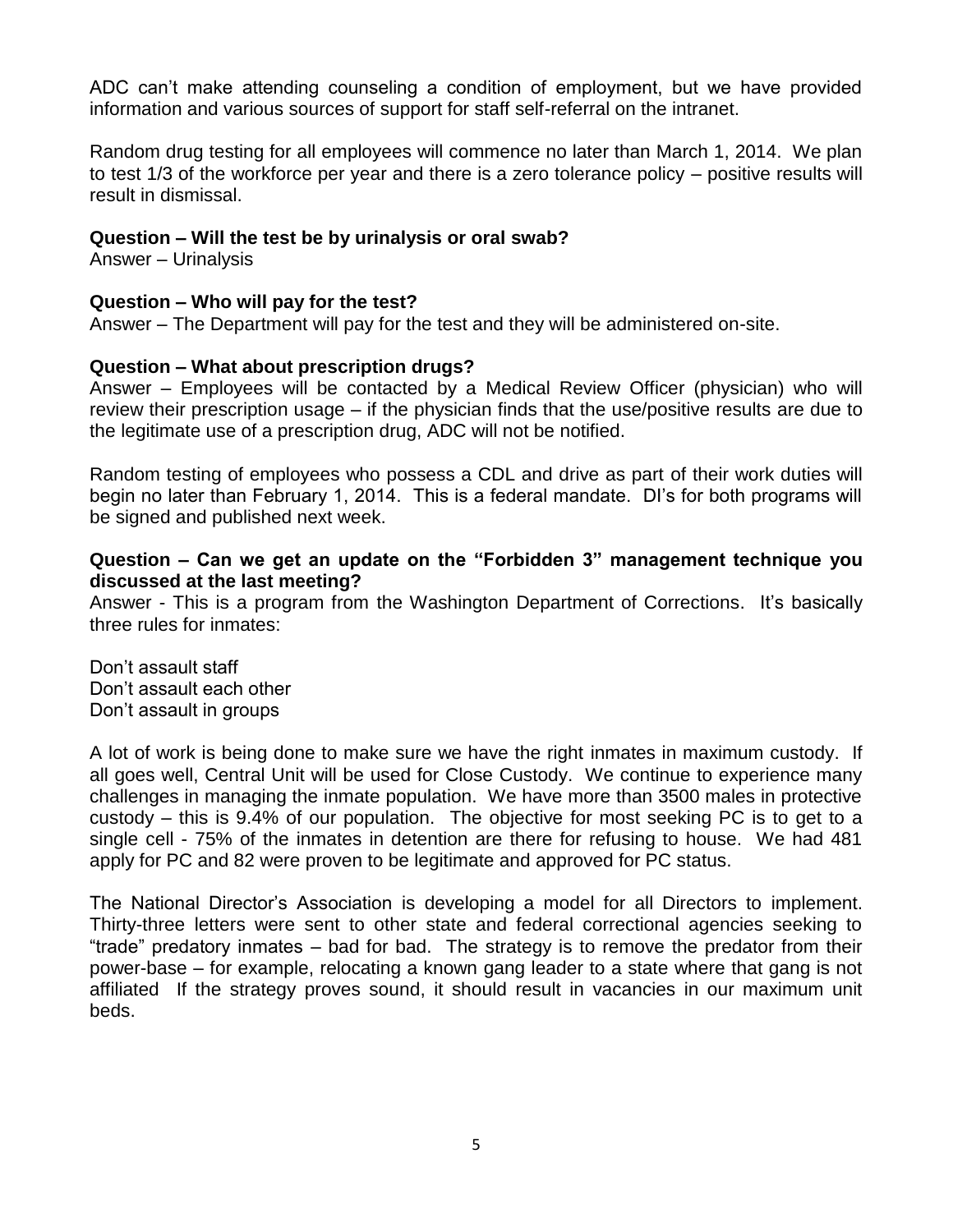ADC can't make attending counseling a condition of employment, but we have provided information and various sources of support for staff self-referral on the intranet.

Random drug testing for all employees will commence no later than March 1, 2014. We plan to test 1/3 of the workforce per year and there is a zero tolerance policy – positive results will result in dismissal.

**Question – Will the test be by urinalysis or oral swab?**
Answer – Urinalysis

**Question – Who will pay for the test?**
Answer – The Department will pay for the test and they will be administered on-site.

**Question – What about prescription drugs?**
Answer – Employees will be contacted by a Medical Review Officer (physician) who will review their prescription usage – if the physician finds that the use/positive results are due to the legitimate use of a prescription drug, ADC will not be notified.

Random testing of employees who possess a CDL and drive as part of their work duties will begin no later than February 1, 2014. This is a federal mandate. DI's for both programs will be signed and published next week.

**Question – Can we get an update on the "Forbidden 3" management technique you discussed at the last meeting?**
Answer - This is a program from the Washington Department of Corrections. It's basically three rules for inmates:

Don't assault staff
Don't assault each other
Don't assault in groups

A lot of work is being done to make sure we have the right inmates in maximum custody. If all goes well, Central Unit will be used for Close Custody. We continue to experience many challenges in managing the inmate population. We have more than 3500 males in protective custody – this is 9.4% of our population. The objective for most seeking PC is to get to a single cell - 75% of the inmates in detention are there for refusing to house. We had 481 apply for PC and 82 were proven to be legitimate and approved for PC status.

The National Director's Association is developing a model for all Directors to implement. Thirty-three letters were sent to other state and federal correctional agencies seeking to "trade" predatory inmates – bad for bad. The strategy is to remove the predator from their power-base – for example, relocating a known gang leader to a state where that gang is not affiliated If the strategy proves sound, it should result in vacancies in our maximum unit beds.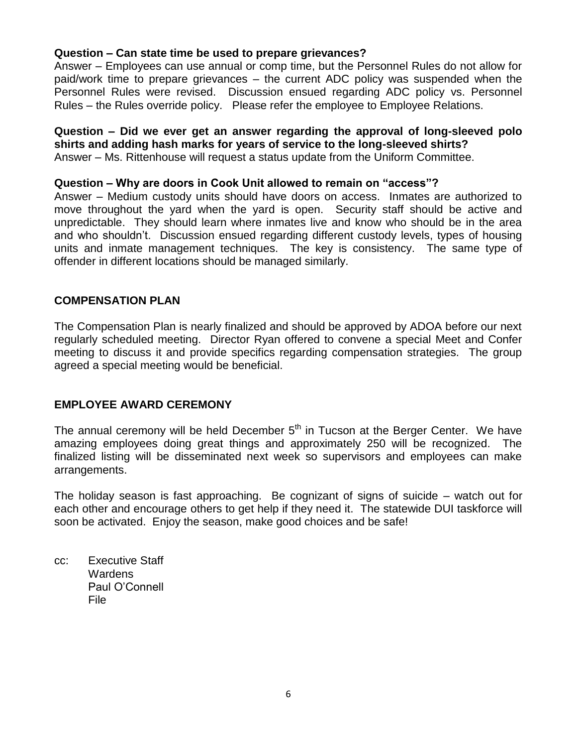**Question – Can state time be used to prepare grievances?**
Answer – Employees can use annual or comp time, but the Personnel Rules do not allow for paid/work time to prepare grievances – the current ADC policy was suspended when the Personnel Rules were revised. Discussion ensued regarding ADC policy vs. Personnel Rules – the Rules override policy. Please refer the employee to Employee Relations.

**Question – Did we ever get an answer regarding the approval of long-sleeved polo shirts and adding hash marks for years of service to the long-sleeved shirts?**
Answer – Ms. Rittenhouse will request a status update from the Uniform Committee.

**Question – Why are doors in Cook Unit allowed to remain on "access"?**
Answer – Medium custody units should have doors on access. Inmates are authorized to move throughout the yard when the yard is open. Security staff should be active and unpredictable. They should learn where inmates live and know who should be in the area and who shouldn't. Discussion ensued regarding different custody levels, types of housing units and inmate management techniques. The key is consistency. The same type of offender in different locations should be managed similarly.

## COMPENSATION PLAN

The Compensation Plan is nearly finalized and should be approved by ADOA before our next regularly scheduled meeting. Director Ryan offered to convene a special Meet and Confer meeting to discuss it and provide specifics regarding compensation strategies. The group agreed a special meeting would be beneficial.

## EMPLOYEE AWARD CEREMONY

The annual ceremony will be held December 5th in Tucson at the Berger Center. We have amazing employees doing great things and approximately 250 will be recognized. The finalized listing will be disseminated next week so supervisors and employees can make arrangements.

The holiday season is fast approaching. Be cognizant of signs of suicide – watch out for each other and encourage others to get help if they need it. The statewide DUI taskforce will soon be activated. Enjoy the season, make good choices and be safe!

cc: Executive Staff
Wardens
Paul O'Connell
File